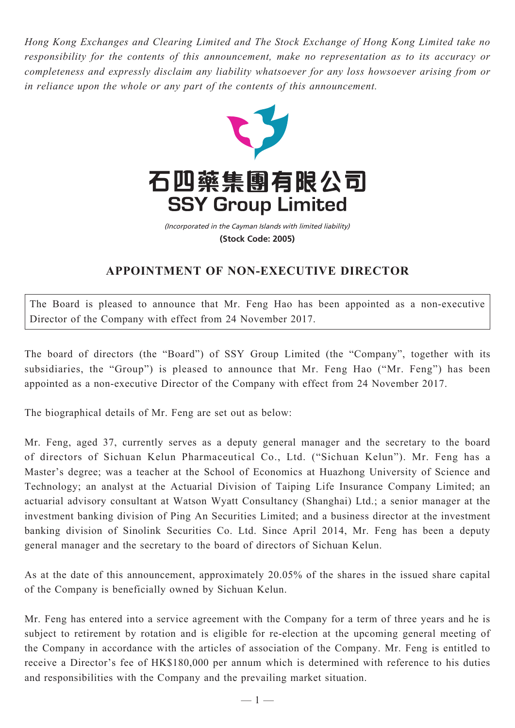*Hong Kong Exchanges and Clearing Limited and The Stock Exchange of Hong Kong Limited take no responsibility for the contents of this announcement, make no representation as to its accuracy or completeness and expressly disclaim any liability whatsoever for any loss howsoever arising from or in reliance upon the whole or any part of the contents of this announcement.*

**石四藥集團有限公司**
**SSY Group Limited**

*(Incorporated in the Cayman Islands with limited liability)*
**(Stock Code: 2005)**

## APPOINTMENT OF NON-EXECUTIVE DIRECTOR

The Board is pleased to announce that Mr. Feng Hao has been appointed as a non-executive Director of the Company with effect from 24 November 2017.

The board of directors (the "Board") of SSY Group Limited (the "Company", together with its subsidiaries, the "Group") is pleased to announce that Mr. Feng Hao ("Mr. Feng") has been appointed as a non-executive Director of the Company with effect from 24 November 2017.

The biographical details of Mr. Feng are set out as below:

Mr. Feng, aged 37, currently serves as a deputy general manager and the secretary to the board of directors of Sichuan Kelun Pharmaceutical Co., Ltd. ("Sichuan Kelun"). Mr. Feng has a Master's degree; was a teacher at the School of Economics at Huazhong University of Science and Technology; an analyst at the Actuarial Division of Taiping Life Insurance Company Limited; an actuarial advisory consultant at Watson Wyatt Consultancy (Shanghai) Ltd.; a senior manager at the investment banking division of Ping An Securities Limited; and a business director at the investment banking division of Sinolink Securities Co. Ltd. Since April 2014, Mr. Feng has been a deputy general manager and the secretary to the board of directors of Sichuan Kelun.

As at the date of this announcement, approximately 20.05% of the shares in the issued share capital of the Company is beneficially owned by Sichuan Kelun.

Mr. Feng has entered into a service agreement with the Company for a term of three years and he is subject to retirement by rotation and is eligible for re-election at the upcoming general meeting of the Company in accordance with the articles of association of the Company. Mr. Feng is entitled to receive a Director's fee of HK$180,000 per annum which is determined with reference to his duties and responsibilities with the Company and the prevailing market situation.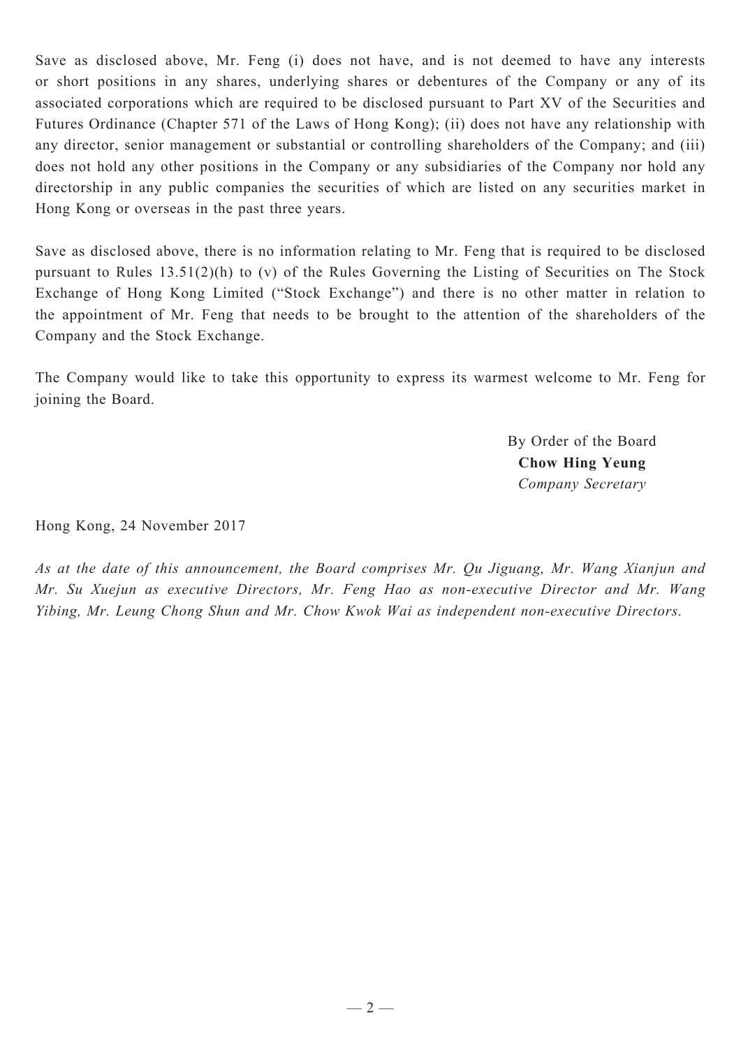Save as disclosed above, Mr. Feng (i) does not have, and is not deemed to have any interests or short positions in any shares, underlying shares or debentures of the Company or any of its associated corporations which are required to be disclosed pursuant to Part XV of the Securities and Futures Ordinance (Chapter 571 of the Laws of Hong Kong); (ii) does not have any relationship with any director, senior management or substantial or controlling shareholders of the Company; and (iii) does not hold any other positions in the Company or any subsidiaries of the Company nor hold any directorship in any public companies the securities of which are listed on any securities market in Hong Kong or overseas in the past three years.

Save as disclosed above, there is no information relating to Mr. Feng that is required to be disclosed pursuant to Rules 13.51(2)(h) to (v) of the Rules Governing the Listing of Securities on The Stock Exchange of Hong Kong Limited ("Stock Exchange") and there is no other matter in relation to the appointment of Mr. Feng that needs to be brought to the attention of the shareholders of the Company and the Stock Exchange.

The Company would like to take this opportunity to express its warmest welcome to Mr. Feng for joining the Board.

By Order of the Board
**Chow Hing Yeung**
*Company Secretary*

Hong Kong, 24 November 2017

*As at the date of this announcement, the Board comprises Mr. Qu Jiguang, Mr. Wang Xianjun and Mr. Su Xuejun as executive Directors, Mr. Feng Hao as non-executive Director and Mr. Wang Yibing, Mr. Leung Chong Shun and Mr. Chow Kwok Wai as independent non-executive Directors.*